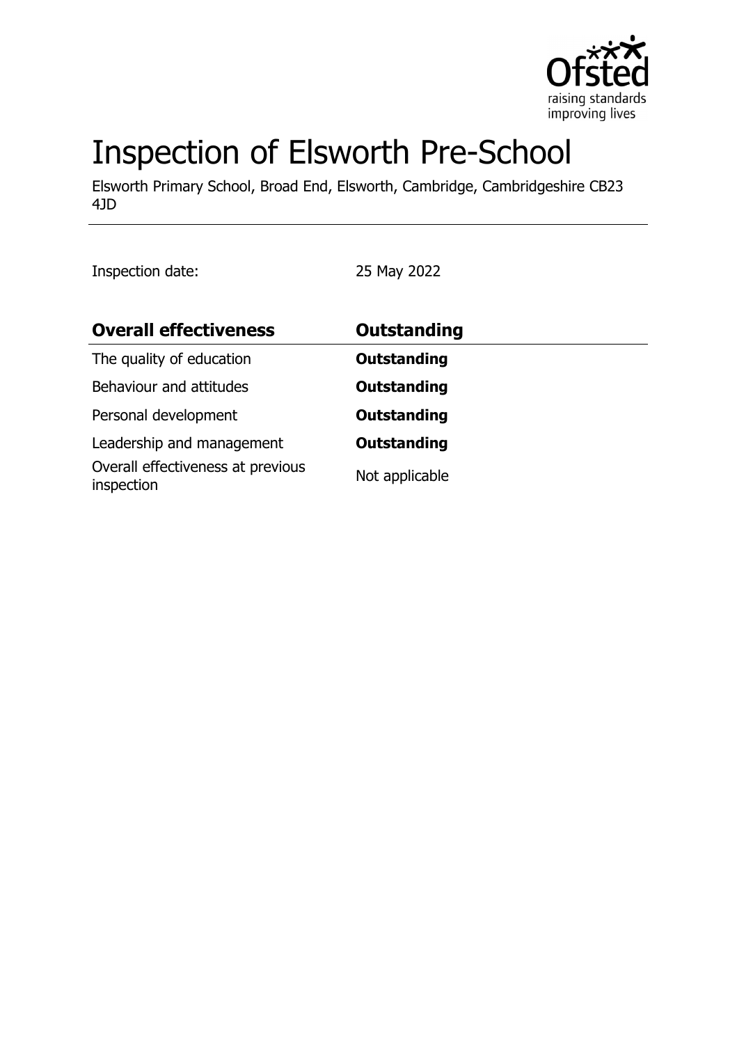# Inspection of Elsworth Pre-School

Elsworth Primary School, Broad End, Elsworth, Cambridge, Cambridgeshire CB23 4JD

Inspection date: 25 May 2022

| Overall effectiveness | Outstanding |
| --- | --- |
| The quality of education | **Outstanding** |
| Behaviour and attitudes | **Outstanding** |
| Personal development | **Outstanding** |
| Leadership and management | **Outstanding** |
| Overall effectiveness at previous inspection | Not applicable |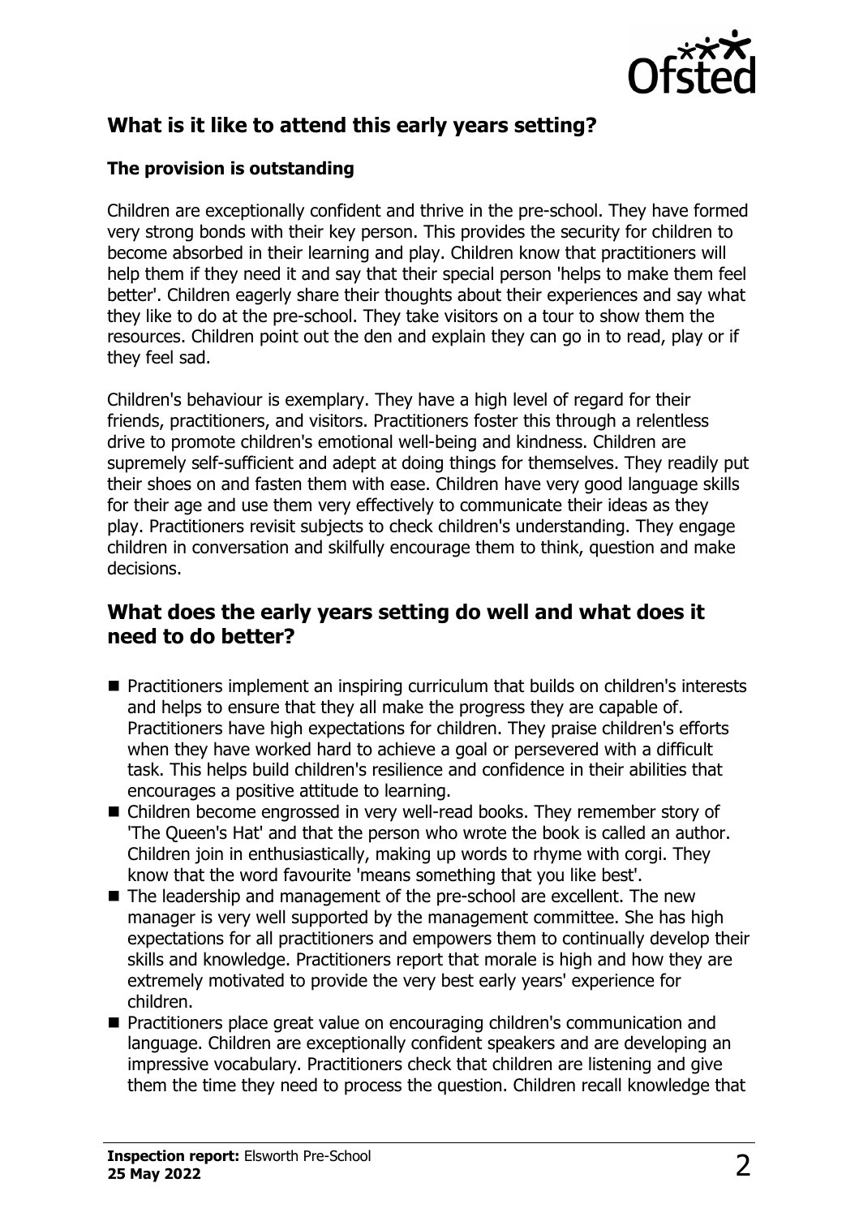## What is it like to attend this early years setting?

### The provision is outstanding

Children are exceptionally confident and thrive in the pre-school. They have formed very strong bonds with their key person. This provides the security for children to become absorbed in their learning and play. Children know that practitioners will help them if they need it and say that their special person 'helps to make them feel better'. Children eagerly share their thoughts about their experiences and say what they like to do at the pre-school. They take visitors on a tour to show them the resources. Children point out the den and explain they can go in to read, play or if they feel sad.

Children's behaviour is exemplary. They have a high level of regard for their friends, practitioners, and visitors. Practitioners foster this through a relentless drive to promote children's emotional well-being and kindness. Children are supremely self-sufficient and adept at doing things for themselves. They readily put their shoes on and fasten them with ease. Children have very good language skills for their age and use them very effectively to communicate their ideas as they play. Practitioners revisit subjects to check children's understanding. They engage children in conversation and skilfully encourage them to think, question and make decisions.

## What does the early years setting do well and what does it need to do better?

- Practitioners implement an inspiring curriculum that builds on children's interests and helps to ensure that they all make the progress they are capable of. Practitioners have high expectations for children. They praise children's efforts when they have worked hard to achieve a goal or persevered with a difficult task. This helps build children's resilience and confidence in their abilities that encourages a positive attitude to learning.
- Children become engrossed in very well-read books. They remember story of 'The Queen's Hat' and that the person who wrote the book is called an author. Children join in enthusiastically, making up words to rhyme with corgi. They know that the word favourite 'means something that you like best'.
- The leadership and management of the pre-school are excellent. The new manager is very well supported by the management committee. She has high expectations for all practitioners and empowers them to continually develop their skills and knowledge. Practitioners report that morale is high and how they are extremely motivated to provide the very best early years' experience for children.
- Practitioners place great value on encouraging children's communication and language. Children are exceptionally confident speakers and are developing an impressive vocabulary. Practitioners check that children are listening and give them the time they need to process the question. Children recall knowledge that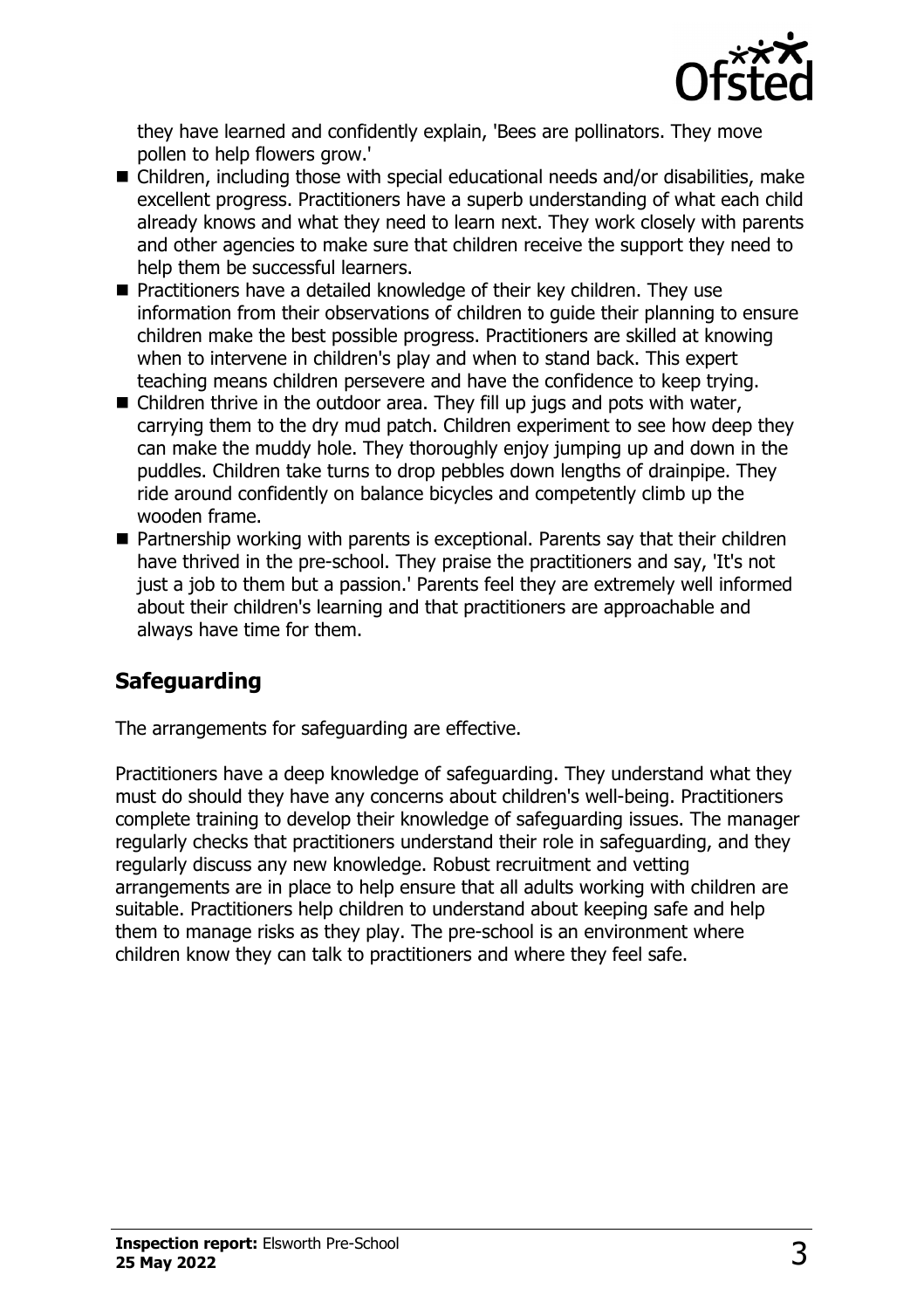they have learned and confidently explain, 'Bees are pollinators. They move pollen to help flowers grow.'

- Children, including those with special educational needs and/or disabilities, make excellent progress. Practitioners have a superb understanding of what each child already knows and what they need to learn next. They work closely with parents and other agencies to make sure that children receive the support they need to help them be successful learners.
- Practitioners have a detailed knowledge of their key children. They use information from their observations of children to guide their planning to ensure children make the best possible progress. Practitioners are skilled at knowing when to intervene in children's play and when to stand back. This expert teaching means children persevere and have the confidence to keep trying.
- Children thrive in the outdoor area. They fill up jugs and pots with water, carrying them to the dry mud patch. Children experiment to see how deep they can make the muddy hole. They thoroughly enjoy jumping up and down in the puddles. Children take turns to drop pebbles down lengths of drainpipe. They ride around confidently on balance bicycles and competently climb up the wooden frame.
- Partnership working with parents is exceptional. Parents say that their children have thrived in the pre-school. They praise the practitioners and say, 'It's not just a job to them but a passion.' Parents feel they are extremely well informed about their children's learning and that practitioners are approachable and always have time for them.

## Safeguarding

The arrangements for safeguarding are effective.

Practitioners have a deep knowledge of safeguarding. They understand what they must do should they have any concerns about children's well-being. Practitioners complete training to develop their knowledge of safeguarding issues. The manager regularly checks that practitioners understand their role in safeguarding, and they regularly discuss any new knowledge. Robust recruitment and vetting arrangements are in place to help ensure that all adults working with children are suitable. Practitioners help children to understand about keeping safe and help them to manage risks as they play. The pre-school is an environment where children know they can talk to practitioners and where they feel safe.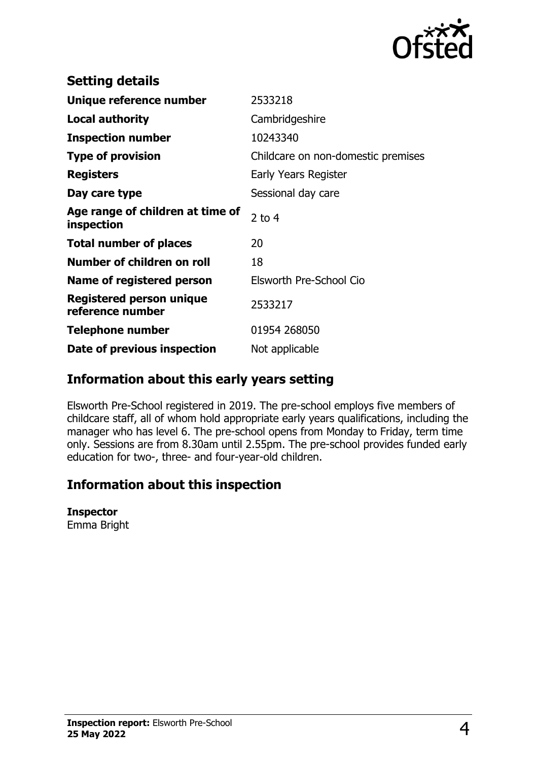## Setting details

| | |
|---|---|
| **Unique reference number** | 2533218 |
| **Local authority** | Cambridgeshire |
| **Inspection number** | 10243340 |
| **Type of provision** | Childcare on non-domestic premises |
| **Registers** | Early Years Register |
| **Day care type** | Sessional day care |
| **Age range of children at time of inspection** | 2 to 4 |
| **Total number of places** | 20 |
| **Number of children on roll** | 18 |
| **Name of registered person** | Elsworth Pre-School Cio |
| **Registered person unique reference number** | 2533217 |
| **Telephone number** | 01954 268050 |
| **Date of previous inspection** | Not applicable |

## Information about this early years setting

Elsworth Pre-School registered in 2019. The pre-school employs five members of childcare staff, all of whom hold appropriate early years qualifications, including the manager who has level 6. The pre-school opens from Monday to Friday, term time only. Sessions are from 8.30am until 2.55pm. The pre-school provides funded early education for two-, three- and four-year-old children.

## Information about this inspection

**Inspector**
Emma Bright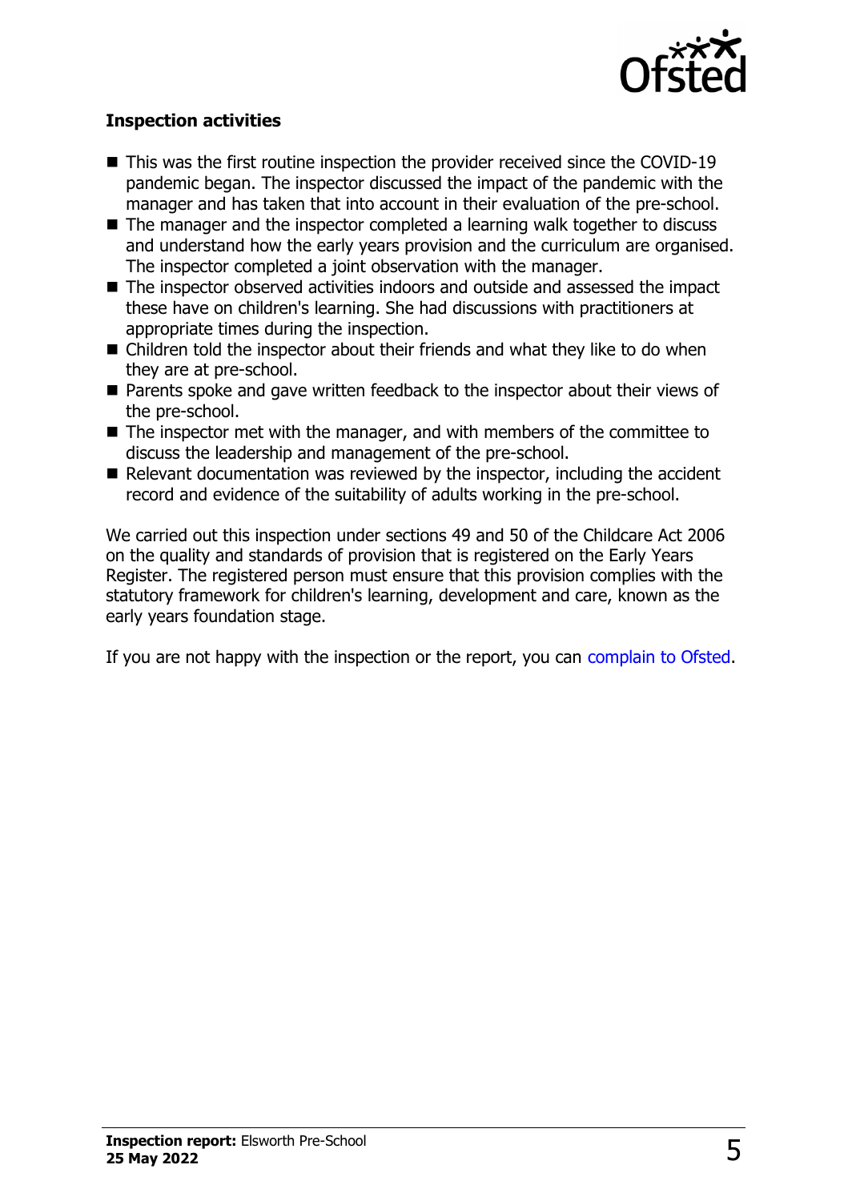**Inspection activities**

- This was the first routine inspection the provider received since the COVID-19 pandemic began. The inspector discussed the impact of the pandemic with the manager and has taken that into account in their evaluation of the pre-school.
- The manager and the inspector completed a learning walk together to discuss and understand how the early years provision and the curriculum are organised. The inspector completed a joint observation with the manager.
- The inspector observed activities indoors and outside and assessed the impact these have on children's learning. She had discussions with practitioners at appropriate times during the inspection.
- Children told the inspector about their friends and what they like to do when they are at pre-school.
- Parents spoke and gave written feedback to the inspector about their views of the pre-school.
- The inspector met with the manager, and with members of the committee to discuss the leadership and management of the pre-school.
- Relevant documentation was reviewed by the inspector, including the accident record and evidence of the suitability of adults working in the pre-school.

We carried out this inspection under sections 49 and 50 of the Childcare Act 2006 on the quality and standards of provision that is registered on the Early Years Register. The registered person must ensure that this provision complies with the statutory framework for children's learning, development and care, known as the early years foundation stage.

If you are not happy with the inspection or the report, you can complain to Ofsted.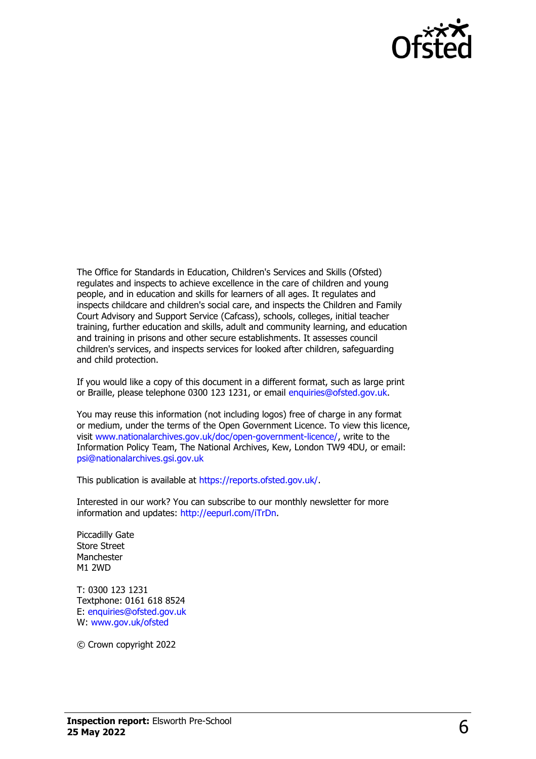The Office for Standards in Education, Children's Services and Skills (Ofsted) regulates and inspects to achieve excellence in the care of children and young people, and in education and skills for learners of all ages. It regulates and inspects childcare and children's social care, and inspects the Children and Family Court Advisory and Support Service (Cafcass), schools, colleges, initial teacher training, further education and skills, adult and community learning, and education and training in prisons and other secure establishments. It assesses council children's services, and inspects services for looked after children, safeguarding and child protection.

If you would like a copy of this document in a different format, such as large print or Braille, please telephone 0300 123 1231, or email enquiries@ofsted.gov.uk.

You may reuse this information (not including logos) free of charge in any format or medium, under the terms of the Open Government Licence. To view this licence, visit www.nationalarchives.gov.uk/doc/open-government-licence/, write to the Information Policy Team, The National Archives, Kew, London TW9 4DU, or email: psi@nationalarchives.gsi.gov.uk

This publication is available at https://reports.ofsted.gov.uk/.

Interested in our work? You can subscribe to our monthly newsletter for more information and updates: http://eepurl.com/iTrDn.

Piccadilly Gate
Store Street
Manchester
M1 2WD

T: 0300 123 1231
Textphone: 0161 618 8524
E: enquiries@ofsted.gov.uk
W: www.gov.uk/ofsted

© Crown copyright 2022